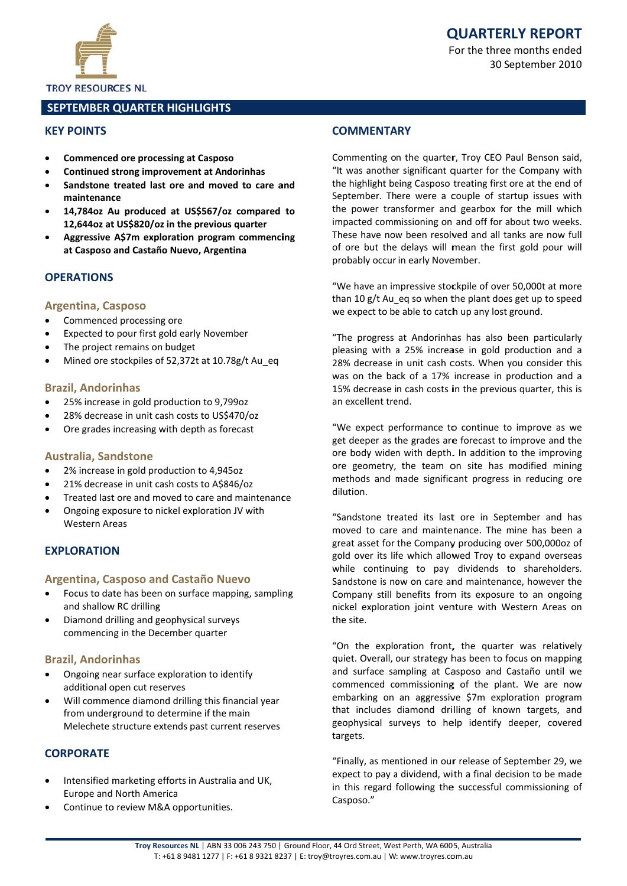TROY RESOURCES NL

# QUARTERLY REPORT

For the three months ended 30 September 2010

## SEPTEMBER QUARTER HIGHLIGHTS

### KEY POINTS

- **Commenced ore processing at Casposo**
- **Continued strong improvement at Andorinhas**
- **Sandstone treated last ore and moved to care and maintenance**
- **14,784oz Au produced at US$567/oz compared to 12,644oz at US$820/oz in the previous quarter**
- **Aggressive A$7m exploration program commencing at Casposo and Castaño Nuevo, Argentina**

### OPERATIONS

#### Argentina, Casposo

- Commenced processing ore
- Expected to pour first gold early November
- The project remains on budget
- Mined ore stockpiles of 52,372t at 10.78g/t Au_eq

#### Brazil, Andorinhas

- 25% increase in gold production to 9,799oz
- 28% decrease in unit cash costs to US$470/oz
- Ore grades increasing with depth as forecast

#### Australia, Sandstone

- 2% increase in gold production to 4,945oz
- 21% decrease in unit cash costs to A$846/oz
- Treated last ore and moved to care and maintenance
- Ongoing exposure to nickel exploration JV with Western Areas

### EXPLORATION

#### Argentina, Casposo and Castaño Nuevo

- Focus to date has been on surface mapping, sampling and shallow RC drilling
- Diamond drilling and geophysical surveys commencing in the December quarter

#### Brazil, Andorinhas

- Ongoing near surface exploration to identify additional open cut reserves
- Will commence diamond drilling this financial year from underground to determine if the main Melechete structure extends past current reserves

### CORPORATE

- Intensified marketing efforts in Australia and UK, Europe and North America
- Continue to review M&A opportunities.

### COMMENTARY

Commenting on the quarter, Troy CEO Paul Benson said, "It was another significant quarter for the Company with the highlight being Casposo treating first ore at the end of September. There were a couple of startup issues with the power transformer and gearbox for the mill which impacted commissioning on and off for about two weeks. These have now been resolved and all tanks are now full of ore but the delays will mean the first gold pour will probably occur in early November.

"We have an impressive stockpile of over 50,000t at more than 10 g/t Au_eq so when the plant does get up to speed we expect to be able to catch up any lost ground.

"The progress at Andorinhas has also been particularly pleasing with a 25% increase in gold production and a 28% decrease in unit cash costs. When you consider this was on the back of a 17% increase in production and a 15% decrease in cash costs in the previous quarter, this is an excellent trend.

"We expect performance to continue to improve as we get deeper as the grades are forecast to improve and the ore body widen with depth. In addition to the improving ore geometry, the team on site has modified mining methods and made significant progress in reducing ore dilution.

"Sandstone treated its last ore in September and has moved to care and maintenance. The mine has been a great asset for the Company producing over 500,000oz of gold over its life which allowed Troy to expand overseas while continuing to pay dividends to shareholders. Sandstone is now on care and maintenance, however the Company still benefits from its exposure to an ongoing nickel exploration joint venture with Western Areas on the site.

"On the exploration front, the quarter was relatively quiet. Overall, our strategy has been to focus on mapping and surface sampling at Casposo and Castaño until we commenced commissioning of the plant. We are now embarking on an aggressive $7m exploration program that includes diamond drilling of known targets, and geophysical surveys to help identify deeper, covered targets.

"Finally, as mentioned in our release of September 29, we expect to pay a dividend, with a final decision to be made in this regard following the successful commissioning of Casposo."

**Troy Resources NL** | ABN 33 006 243 750 | Ground Floor, 44 Ord Street, West Perth, WA 6005, Australia
T: +61 8 9481 1277 | F: +61 8 9321 8237 | E: troy@troyres.com.au | W: www.troyres.com.au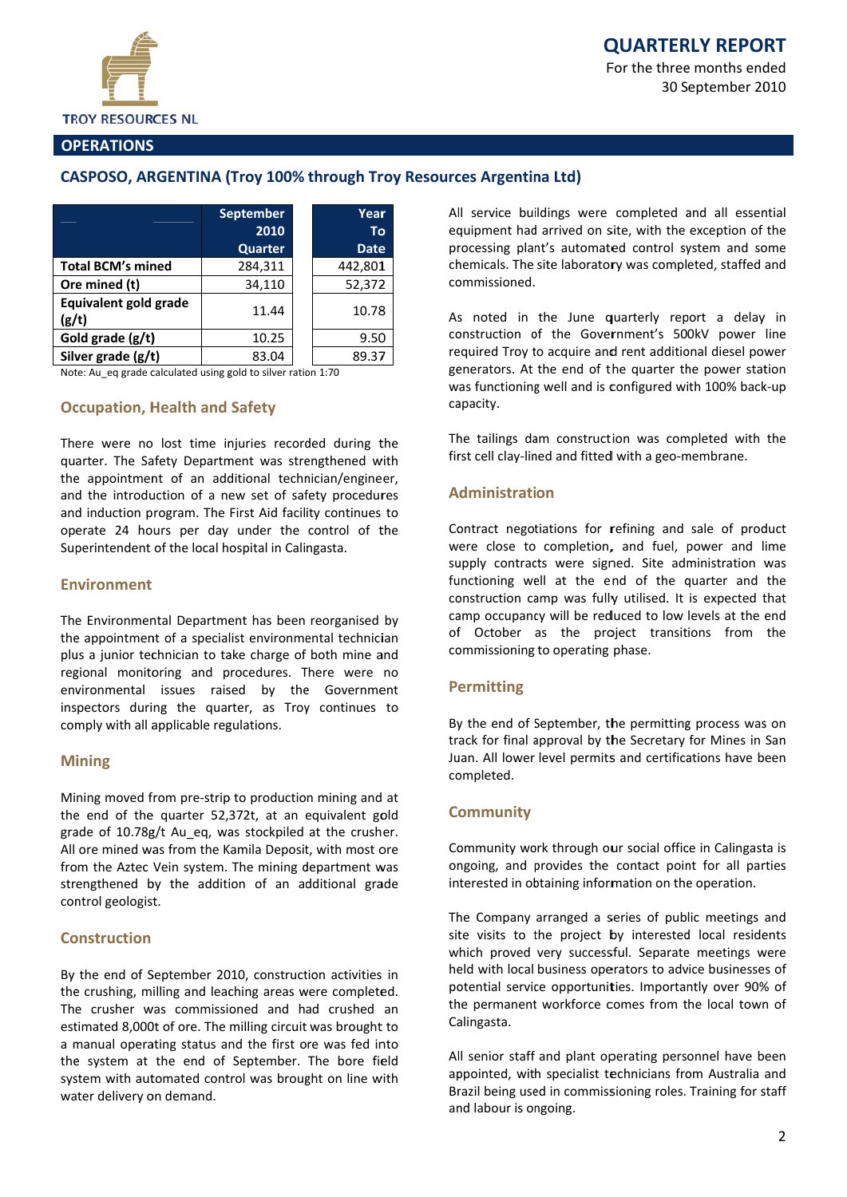# QUARTERLY REPORT

For the three months ended 30 September 2010

## OPERATIONS

### CASPOSO, ARGENTINA (Troy 100% through Troy Resources Argentina Ltd)

| | September 2010 Quarter | Year To Date |
|---|---|---|
| **Total BCM's mined** | 284,311 | 442,801 |
| **Ore mined (t)** | 34,110 | 52,372 |
| **Equivalent gold grade (g/t)** | 11.44 | 10.78 |
| **Gold grade (g/t)** | 10.25 | 9.50 |
| **Silver grade (g/t)** | 83.04 | 89.37 |

Note: Au_eq grade calculated using gold to silver ration 1:70

#### Occupation, Health and Safety

There were no lost time injuries recorded during the quarter. The Safety Department was strengthened with the appointment of an additional technician/engineer, and the introduction of a new set of safety procedures and induction program. The First Aid facility continues to operate 24 hours per day under the control of the Superintendent of the local hospital in Calingasta.

#### Environment

The Environmental Department has been reorganised by the appointment of a specialist environmental technician plus a junior technician to take charge of both mine and regional monitoring and procedures. There were no environmental issues raised by the Government inspectors during the quarter, as Troy continues to comply with all applicable regulations.

#### Mining

Mining moved from pre-strip to production mining and at the end of the quarter 52,372t, at an equivalent gold grade of 10.78g/t Au_eq, was stockpiled at the crusher. All ore mined was from the Kamila Deposit, with most ore from the Aztec Vein system. The mining department was strengthened by the addition of an additional grade control geologist.

#### Construction

By the end of September 2010, construction activities in the crushing, milling and leaching areas were completed. The crusher was commissioned and had crushed an estimated 8,000t of ore. The milling circuit was brought to a manual operating status and the first ore was fed into the system at the end of September. The bore field system with automated control was brought on line with water delivery on demand.

All service buildings were completed and all essential equipment had arrived on site, with the exception of the processing plant's automated control system and some chemicals. The site laboratory was completed, staffed and commissioned.

As noted in the June quarterly report a delay in construction of the Government's 500kV power line required Troy to acquire and rent additional diesel power generators. At the end of the quarter the power station was functioning well and is configured with 100% back-up capacity.

The tailings dam construction was completed with the first cell clay-lined and fitted with a geo-membrane.

#### Administration

Contract negotiations for refining and sale of product were close to completion, and fuel, power and lime supply contracts were signed. Site administration was functioning well at the end of the quarter and the construction camp was fully utilised. It is expected that camp occupancy will be reduced to low levels at the end of October as the project transitions from the commissioning to operating phase.

#### Permitting

By the end of September, the permitting process was on track for final approval by the Secretary for Mines in San Juan. All lower level permits and certifications have been completed.

#### Community

Community work through our social office in Calingasta is ongoing, and provides the contact point for all parties interested in obtaining information on the operation.

The Company arranged a series of public meetings and site visits to the project by interested local residents which proved very successful. Separate meetings were held with local business operators to advice businesses of potential service opportunities. Importantly over 90% of the permanent workforce comes from the local town of Calingasta.

All senior staff and plant operating personnel have been appointed, with specialist technicians from Australia and Brazil being used in commissioning roles. Training for staff and labour is ongoing.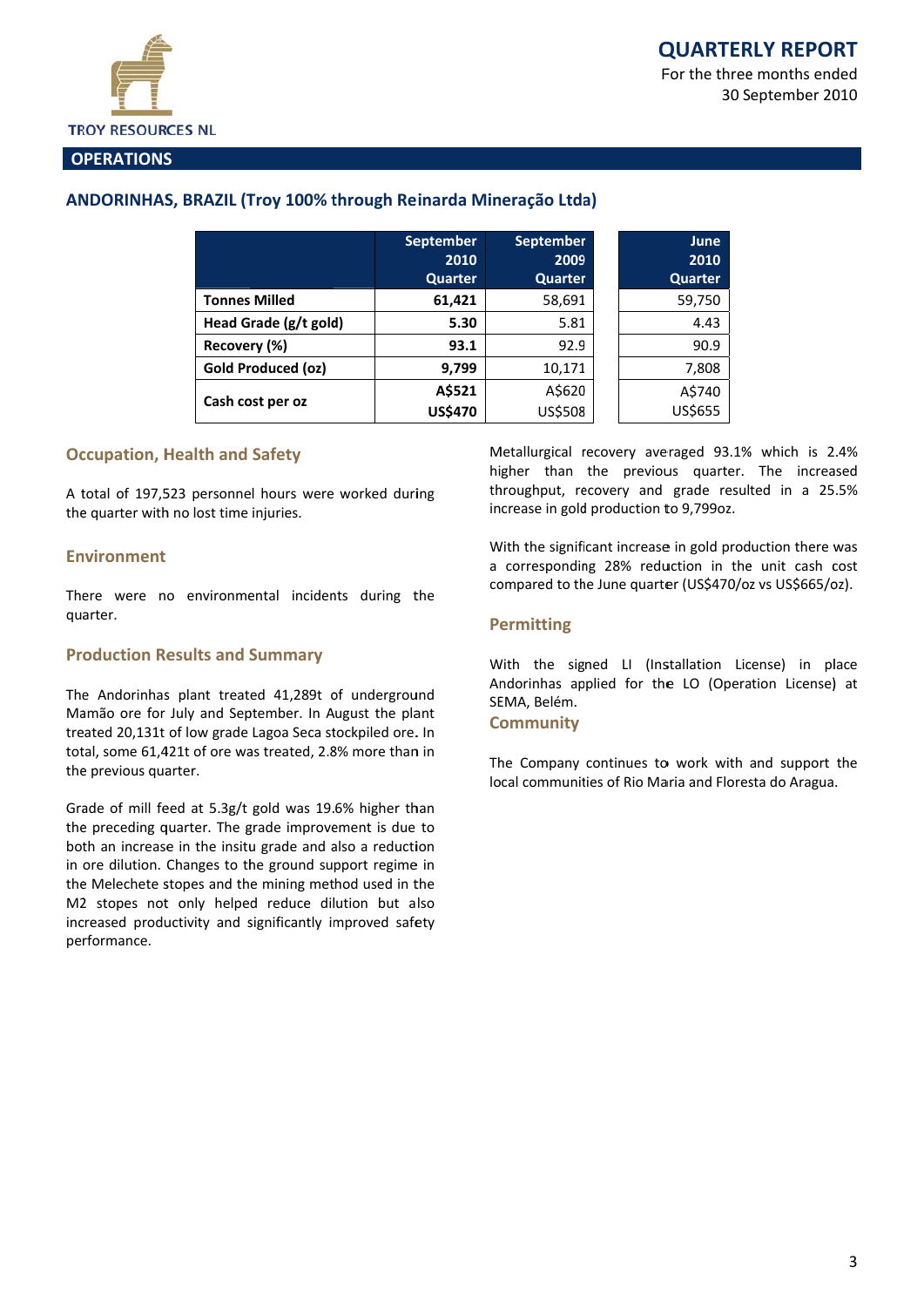# QUARTERLY REPORT

For the three months ended 30 September 2010

TROY RESOURCES NL

## OPERATIONS

### ANDORINHAS, BRAZIL (Troy 100% through Reinarda Mineração Ltda)

| | September 2010 Quarter | September 2009 Quarter | June 2010 Quarter |
|---|---|---|---|
| **Tonnes Milled** | **61,421** | 58,691 | 59,750 |
| **Head Grade (g/t gold)** | **5.30** | 5.81 | 4.43 |
| **Recovery (%)** | **93.1** | 92.9 | 90.9 |
| **Gold Produced (oz)** | **9,799** | 10,171 | 7,808 |
| **Cash cost per oz** | **A$521 US$470** | A$620 US$508 | A$740 US$655 |

#### Occupation, Health and Safety

A total of 197,523 personnel hours were worked during the quarter with no lost time injuries.

#### Environment

There were no environmental incidents during the quarter.

#### Production Results and Summary

The Andorinhas plant treated 41,289t of underground Mamão ore for July and September. In August the plant treated 20,131t of low grade Lagoa Seca stockpiled ore. In total, some 61,421t of ore was treated, 2.8% more than in the previous quarter.

Grade of mill feed at 5.3g/t gold was 19.6% higher than the preceding quarter. The grade improvement is due to both an increase in the insitu grade and also a reduction in ore dilution. Changes to the ground support regime in the Melechete stopes and the mining method used in the M2 stopes not only helped reduce dilution but also increased productivity and significantly improved safety performance.

Metallurgical recovery averaged 93.1% which is 2.4% higher than the previous quarter. The increased throughput, recovery and grade resulted in a 25.5% increase in gold production to 9,799oz.

With the significant increase in gold production there was a corresponding 28% reduction in the unit cash cost compared to the June quarter (US$470/oz vs US$665/oz).

#### Permitting

With the signed LI (Installation License) in place Andorinhas applied for the LO (Operation License) at SEMA, Belém.

#### Community

The Company continues to work with and support the local communities of Rio Maria and Floresta do Aragua.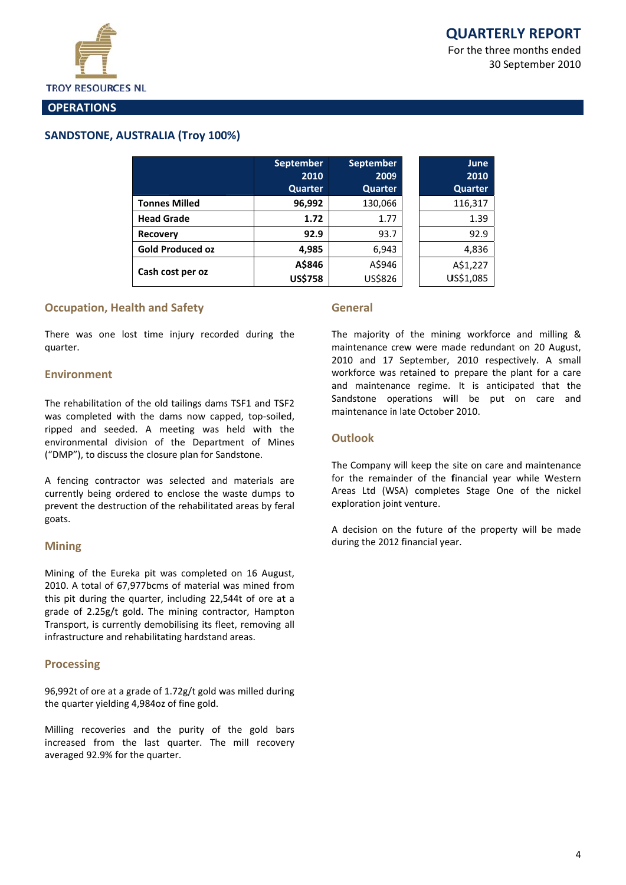# QUARTERLY REPORT

For the three months ended 30 September 2010

TROY RESOURCES NL

## OPERATIONS

### SANDSTONE, AUSTRALIA (Troy 100%)

| | September 2010 Quarter | September 2009 Quarter | June 2010 Quarter |
|---|---|---|---|
| **Tonnes Milled** | **96,992** | 130,066 | 116,317 |
| **Head Grade** | **1.72** | 1.77 | 1.39 |
| **Recovery** | **92.9** | 93.7 | 92.9 |
| **Gold Produced oz** | **4,985** | 6,943 | 4,836 |
| **Cash cost per oz** | **A$846 US$758** | A$946 US$826 | A$1,227 US$1,085 |

#### Occupation, Health and Safety

There was one lost time injury recorded during the quarter.

#### Environment

The rehabilitation of the old tailings dams TSF1 and TSF2 was completed with the dams now capped, top-soiled, ripped and seeded. A meeting was held with the environmental division of the Department of Mines ("DMP"), to discuss the closure plan for Sandstone.

A fencing contractor was selected and materials are currently being ordered to enclose the waste dumps to prevent the destruction of the rehabilitated areas by feral goats.

#### Mining

Mining of the Eureka pit was completed on 16 August, 2010. A total of 67,977bcms of material was mined from this pit during the quarter, including 22,544t of ore at a grade of 2.25g/t gold. The mining contractor, Hampton Transport, is currently demobilising its fleet, removing all infrastructure and rehabilitating hardstand areas.

#### Processing

96,992t of ore at a grade of 1.72g/t gold was milled during the quarter yielding 4,984oz of fine gold.

Milling recoveries and the purity of the gold bars increased from the last quarter. The mill recovery averaged 92.9% for the quarter.

#### General

The majority of the mining workforce and milling & maintenance crew were made redundant on 20 August, 2010 and 17 September, 2010 respectively. A small workforce was retained to prepare the plant for a care and maintenance regime. It is anticipated that the Sandstone operations will be put on care and maintenance in late October 2010.

#### Outlook

The Company will keep the site on care and maintenance for the remainder of the financial year while Western Areas Ltd (WSA) completes Stage One of the nickel exploration joint venture.

A decision on the future of the property will be made during the 2012 financial year.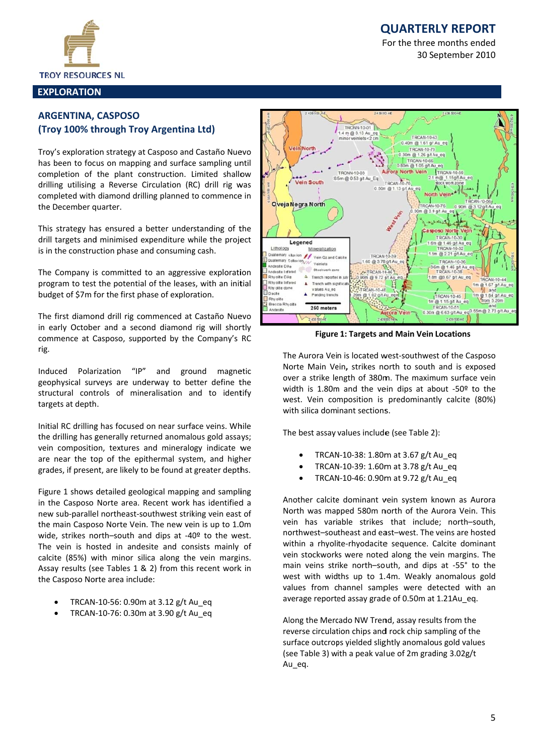## EXPLORATION

### ARGENTINA, CASPOSO
### (Troy 100% through Troy Argentina Ltd)

Troy's exploration strategy at Casposo and Castaño Nuevo has been to focus on mapping and surface sampling until completion of the plant construction. Limited shallow drilling utilising a Reverse Circulation (RC) drill rig was completed with diamond drilling planned to commence in the December quarter.

This strategy has ensured a better understanding of the drill targets and minimised expenditure while the project is in the construction phase and consuming cash.

The Company is committed to an aggressive exploration program to test the potential of the leases, with an initial budget of $7m for the first phase of exploration.

The first diamond drill rig commenced at Castaño Nuevo in early October and a second diamond rig will shortly commence at Casposo, supported by the Company's RC rig.

Induced Polarization "IP" and ground magnetic geophysical surveys are underway to better define the structural controls of mineralisation and to identify targets at depth.

Initial RC drilling has focused on near surface veins. While the drilling has generally returned anomalous gold assays; vein composition, textures and mineralogy indicate we are near the top of the epithermal system, and higher grades, if present, are likely to be found at greater depths.

Figure 1 shows detailed geological mapping and sampling in the Casposo Norte area. Recent work has identified a new sub-parallel northeast-southwest striking vein east of the main Casposo Norte Vein. The new vein is up to 1.0m wide, strikes north–south and dips at -40º to the west. The vein is hosted in andesite and consists mainly of calcite (85%) with minor silica along the vein margins. Assay results (see Tables 1 & 2) from this recent work in the Casposo Norte area include:

- TRCAN-10-56: 0.90m at 3.12 g/t Au_eq
- TRCAN-10-76: 0.30m at 3.90 g/t Au_eq

**Figure 1: Targets and Main Vein Locations**

The Aurora Vein is located west-southwest of the Casposo Norte Main Vein, strikes north to south and is exposed over a strike length of 380m. The maximum surface vein width is 1.80m and the vein dips at about -50º to the west. Vein composition is predominantly calcite (80%) with silica dominant sections.

The best assay values include (see Table 2):

- TRCAN-10-38: 1.80m at 3.67 g/t Au_eq
- TRCAN-10-39: 1.60m at 3.78 g/t Au_eq
- TRCAN-10-46: 0.90m at 9.72 g/t Au_eq

Another calcite dominant vein system known as Aurora North was mapped 580m north of the Aurora Vein. This vein has variable strikes that include; north–south, northwest–southeast and east–west. The veins are hosted within a rhyolite-rhyodacite sequence. Calcite dominant vein stockworks were noted along the vein margins. The main veins strike north–south, and dips at -55° to the west with widths up to 1.4m. Weakly anomalous gold values from channel samples were detected with an average reported assay grade of 0.50m at 1.21Au_eq.

Along the Mercado NW Trend, assay results from the reverse circulation chips and rock chip sampling of the surface outcrops yielded slightly anomalous gold values (see Table 3) with a peak value of 2m grading 3.02g/t Au_eq.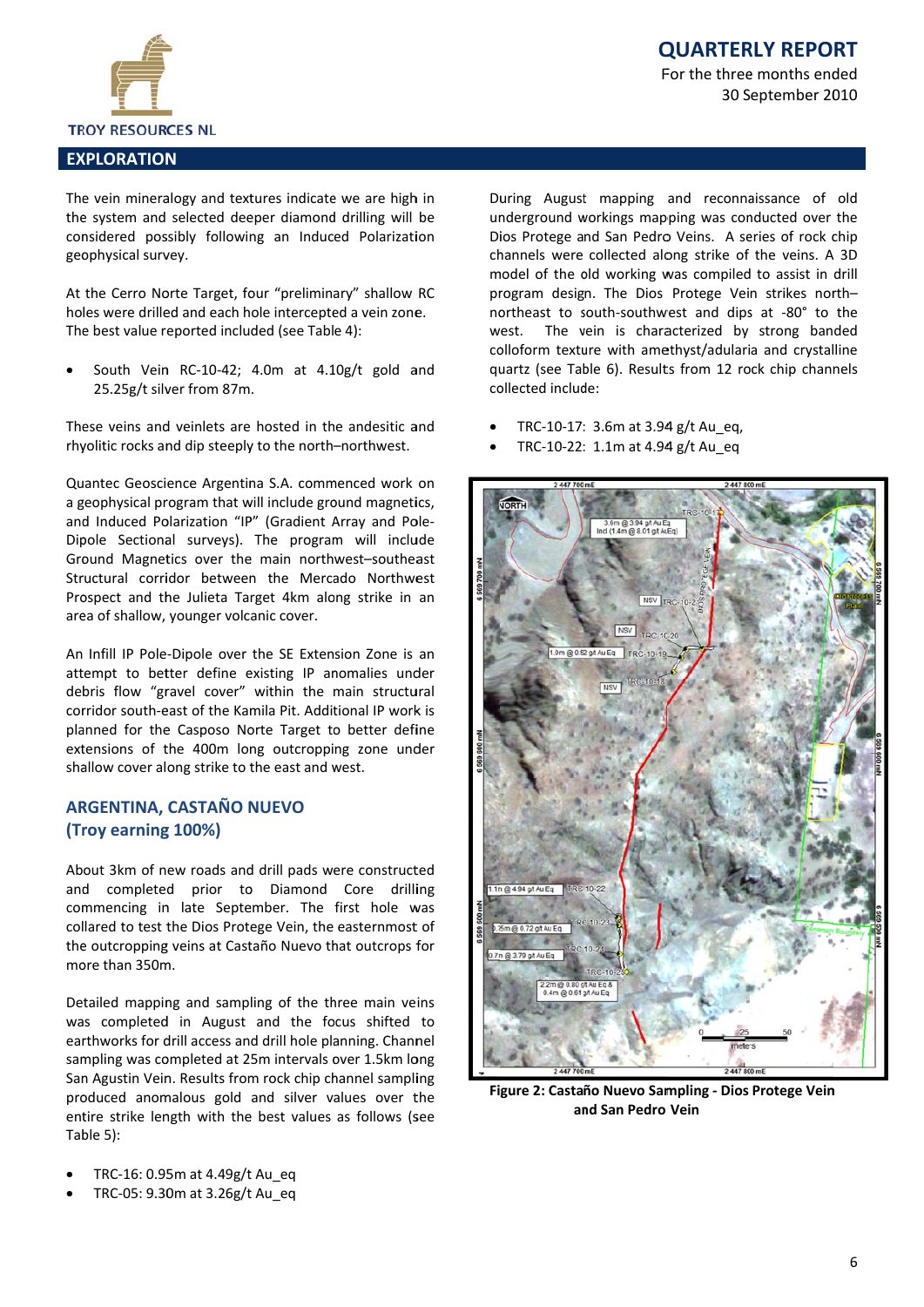## EXPLORATION

The vein mineralogy and textures indicate we are high in the system and selected deeper diamond drilling will be considered possibly following an Induced Polarization geophysical survey.

At the Cerro Norte Target, four "preliminary" shallow RC holes were drilled and each hole intercepted a vein zone. The best value reported included (see Table 4):

- South Vein RC-10-42; 4.0m at 4.10g/t gold and 25.25g/t silver from 87m.

These veins and veinlets are hosted in the andesitic and rhyolitic rocks and dip steeply to the north–northwest.

Quantec Geoscience Argentina S.A. commenced work on a geophysical program that will include ground magnetics, and Induced Polarization "IP" (Gradient Array and Pole-Dipole Sectional surveys). The program will include Ground Magnetics over the main northwest–southeast Structural corridor between the Mercado Northwest Prospect and the Julieta Target 4km along strike in an area of shallow, younger volcanic cover.

An Infill IP Pole-Dipole over the SE Extension Zone is an attempt to better define existing IP anomalies under debris flow "gravel cover" within the main structural corridor south-east of the Kamila Pit. Additional IP work is planned for the Casposo Norte Target to better define extensions of the 400m long outcropping zone under shallow cover along strike to the east and west.

### ARGENTINA, CASTAÑO NUEVO (Troy earning 100%)

About 3km of new roads and drill pads were constructed and completed prior to Diamond Core drilling commencing in late September. The first hole was collared to test the Dios Protege Vein, the easternmost of the outcropping veins at Castaño Nuevo that outcrops for more than 350m.

Detailed mapping and sampling of the three main veins was completed in August and the focus shifted to earthworks for drill access and drill hole planning. Channel sampling was completed at 25m intervals over 1.5km long San Agustin Vein. Results from rock chip channel sampling produced anomalous gold and silver values over the entire strike length with the best values as follows (see Table 5):

- TRC-16: 0.95m at 4.49g/t Au_eq
- TRC-05: 9.30m at 3.26g/t Au_eq

During August mapping and reconnaissance of old underground workings mapping was conducted over the Dios Protege and San Pedro Veins. A series of rock chip channels were collected along strike of the veins. A 3D model of the old working was compiled to assist in drill program design. The Dios Protege Vein strikes north–northeast to south-southwest and dips at -80° to the west. The vein is characterized by strong banded colloform texture with amethyst/adularia and crystalline quartz (see Table 6). Results from 12 rock chip channels collected include:

- TRC-10-17: 3.6m at 3.94 g/t Au_eq,
- TRC-10-22: 1.1m at 4.94 g/t Au_eq

**Figure 2: Castaño Nuevo Sampling - Dios Protege Vein and San Pedro Vein**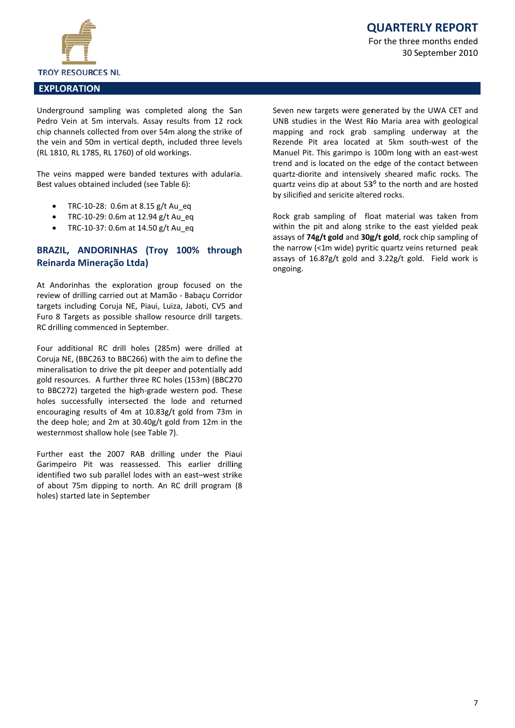## EXPLORATION

Underground sampling was completed along the San Pedro Vein at 5m intervals. Assay results from 12 rock chip channels collected from over 54m along the strike of the vein and 50m in vertical depth, included three levels (RL 1810, RL 1785, RL 1760) of old workings.

The veins mapped were banded textures with adularia. Best values obtained included (see Table 6):

- TRC-10-28: 0.6m at 8.15 g/t Au_eq
- TRC-10-29: 0.6m at 12.94 g/t Au_eq
- TRC-10-37: 0.6m at 14.50 g/t Au_eq

### BRAZIL, ANDORINHAS (Troy 100% through Reinarda Mineração Ltda)

At Andorinhas the exploration group focused on the review of drilling carried out at Mamão - Babaçu Corridor targets including Coruja NE, Piaui, Luiza, Jaboti, CV5 and Furo 8 Targets as possible shallow resource drill targets. RC drilling commenced in September.

Four additional RC drill holes (285m) were drilled at Coruja NE, (BBC263 to BBC266) with the aim to define the mineralisation to drive the pit deeper and potentially add gold resources. A further three RC holes (153m) (BBC270 to BBC272) targeted the high-grade western pod. These holes successfully intersected the lode and returned encouraging results of 4m at 10.83g/t gold from 73m in the deep hole; and 2m at 30.40g/t gold from 12m in the westernmost shallow hole (see Table 7).

Further east the 2007 RAB drilling under the Piaui Garimpeiro Pit was reassessed. This earlier drilling identified two sub parallel lodes with an east–west strike of about 75m dipping to north. An RC drill program (8 holes) started late in September

Seven new targets were generated by the UWA CET and UNB studies in the West Rio Maria area with geological mapping and rock grab sampling underway at the Rezende Pit area located at 5km south-west of the Manuel Pit. This garimpo is 100m long with an east-west trend and is located on the edge of the contact between quartz-diorite and intensively sheared mafic rocks. The quartz veins dip at about 53$^{o}$ to the north and are hosted by silicified and sericite altered rocks.

Rock grab sampling of float material was taken from within the pit and along strike to the east yielded peak assays of **74g/t gold** and **30g/t gold**, rock chip sampling of the narrow (<1m wide) pyritic quartz veins returned peak assays of 16.87g/t gold and 3.22g/t gold. Field work is ongoing.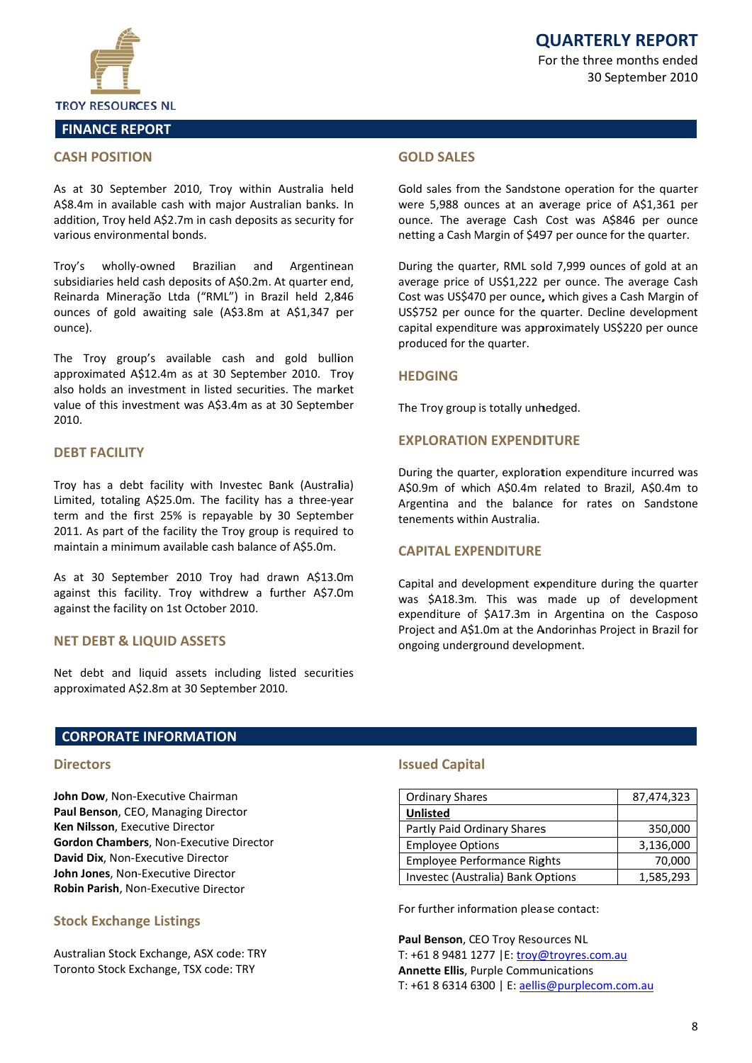TROY RESOURCES NL

# QUARTERLY REPORT

For the three months ended 30 September 2010

## FINANCE REPORT

### CASH POSITION

As at 30 September 2010, Troy within Australia held A$8.4m in available cash with major Australian banks. In addition, Troy held A$2.7m in cash deposits as security for various environmental bonds.

Troy's wholly-owned Brazilian and Argentinean subsidiaries held cash deposits of A$0.2m. At quarter end, Reinarda Mineração Ltda ("RML") in Brazil held 2,846 ounces of gold awaiting sale (A$3.8m at A$1,347 per ounce).

The Troy group's available cash and gold bullion approximated A$12.4m as at 30 September 2010. Troy also holds an investment in listed securities. The market value of this investment was A$3.4m as at 30 September 2010.

### DEBT FACILITY

Troy has a debt facility with Investec Bank (Australia) Limited, totaling A$25.0m. The facility has a three-year term and the first 25% is repayable by 30 September 2011. As part of the facility the Troy group is required to maintain a minimum available cash balance of A$5.0m.

As at 30 September 2010 Troy had drawn A$13.0m against this facility. Troy withdrew a further A$7.0m against the facility on 1st October 2010.

### NET DEBT & LIQUID ASSETS

Net debt and liquid assets including listed securities approximated A$2.8m at 30 September 2010.

### GOLD SALES

Gold sales from the Sandstone operation for the quarter were 5,988 ounces at an average price of A$1,361 per ounce. The average Cash Cost was A$846 per ounce netting a Cash Margin of $497 per ounce for the quarter.

During the quarter, RML sold 7,999 ounces of gold at an average price of US$1,222 per ounce. The average Cash Cost was US$470 per ounce, which gives a Cash Margin of US$752 per ounce for the quarter. Decline development capital expenditure was approximately US$220 per ounce produced for the quarter.

### HEDGING

The Troy group is totally unhedged.

### EXPLORATION EXPENDITURE

During the quarter, exploration expenditure incurred was A$0.9m of which A$0.4m related to Brazil, A$0.4m to Argentina and the balance for rates on Sandstone tenements within Australia.

### CAPITAL EXPENDITURE

Capital and development expenditure during the quarter was $A18.3m. This was made up of development expenditure of $A17.3m in Argentina on the Casposo Project and A$1.0m at the Andorinhas Project in Brazil for ongoing underground development.

## CORPORATE INFORMATION

### Directors

**John Dow**, Non-Executive Chairman
**Paul Benson**, CEO, Managing Director
**Ken Nilsson**, Executive Director
**Gordon Chambers**, Non-Executive Director
**David Dix**, Non-Executive Director
**John Jones**, Non-Executive Director
**Robin Parish**, Non-Executive Director

### Stock Exchange Listings

Australian Stock Exchange, ASX code: TRY
Toronto Stock Exchange, TSX code: TRY

### Issued Capital

| Ordinary Shares | 87,474,323 |
|---|---|
| **Unlisted** | |
| Partly Paid Ordinary Shares | 350,000 |
| Employee Options | 3,136,000 |
| Employee Performance Rights | 70,000 |
| Investec (Australia) Bank Options | 1,585,293 |

For further information please contact:

**Paul Benson**, CEO Troy Resources NL
T: +61 8 9481 1277 |E: troy@troyres.com.au
**Annette Ellis**, Purple Communications
T: +61 8 6314 6300 | E: aellis@purplecom.com.au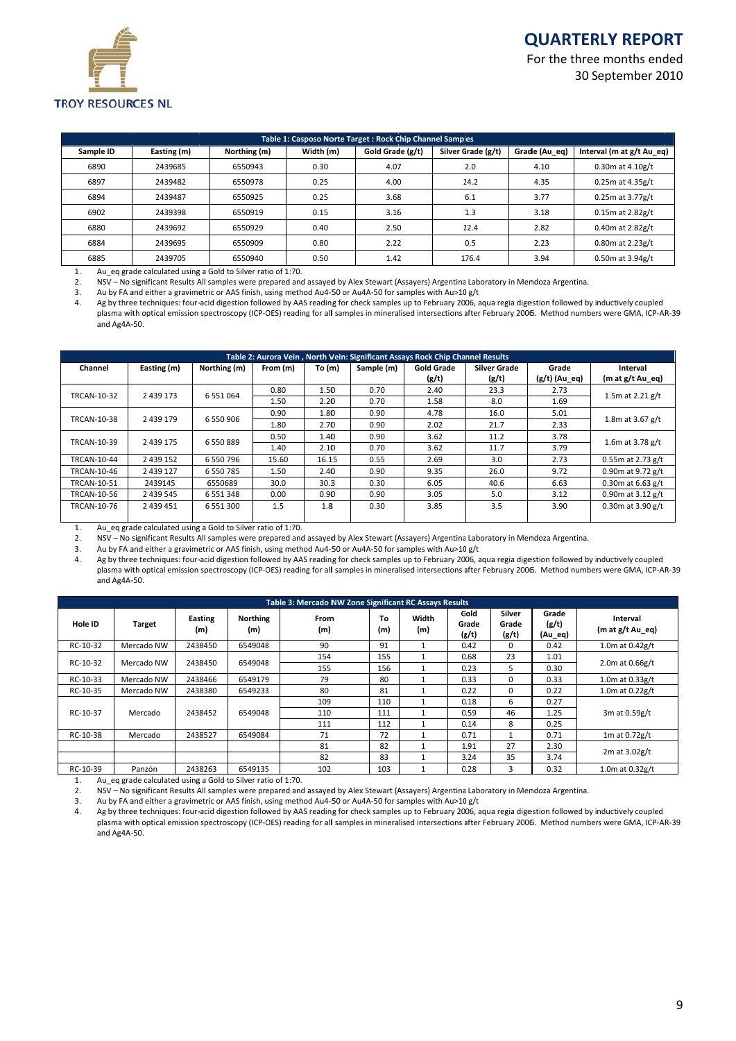| Table 1: Casposo Norte Target : Rock Chip Channel Samples | | | | | | | |
|---|---|---|---|---|---|---|---|
| Sample ID | Easting (m) | Northing (m) | Width (m) | Gold Grade (g/t) | Silver Grade (g/t) | Grade (Au_eq) | Interval (m at g/t Au_eq) |
| 6890 | 2439685 | 6550943 | 0.30 | 4.07 | 2.0 | 4.10 | 0.30m at 4.10g/t |
| 6897 | 2439482 | 6550978 | 0.25 | 4.00 | 24.2 | 4.35 | 0.25m at 4.35g/t |
| 6894 | 2439487 | 6550925 | 0.25 | 3.68 | 6.1 | 3.77 | 0.25m at 3.77g/t |
| 6902 | 2439398 | 6550919 | 0.15 | 3.16 | 1.3 | 3.18 | 0.15m at 2.82g/t |
| 6880 | 2439692 | 6550929 | 0.40 | 2.50 | 22.4 | 2.82 | 0.40m at 2.82g/t |
| 6884 | 2439695 | 6550909 | 0.80 | 2.22 | 0.5 | 2.23 | 0.80m at 2.23g/t |
| 6885 | 2439705 | 6550940 | 0.50 | 1.42 | 176.4 | 3.94 | 0.50m at 3.94g/t |

1. Au_eq grade calculated using a Gold to Silver ratio of 1:70.
2. NSV – No significant Results All samples were prepared and assayed by Alex Stewart (Assayers) Argentina Laboratory in Mendoza Argentina.
3. Au by FA and either a gravimetric or AAS finish, using method Au4-50 or Au4A-50 for samples with Au>10 g/t
4. Ag by three techniques: four-acid digestion followed by AAS reading for check samples up to February 2006, aqua regia digestion followed by inductively coupled plasma with optical emission spectroscopy (ICP-OES) reading for all samples in mineralised intersections after February 2006. Method numbers were GMA, ICP-AR-39 and Ag4A-50.

| Table 2: Aurora Vein , North Vein: Significant Assays Rock Chip Channel Results | | | | | | | | | |
|---|---|---|---|---|---|---|---|---|---|
| Channel | Easting (m) | Northing (m) | From (m) | To (m) | Sample (m) | Gold Grade (g/t) | Silver Grade (g/t) | Grade (g/t) (Au_eq) | Interval (m at g/t Au_eq) |
| TRCAN-10-32 | 2 439 173 | 6 551 064 | 0.80 | 1.50 | 0.70 | 2.40 | 23.3 | 2.73 | 1.5m at 2.21 g/t |
| | | | 1.50 | 2.20 | 0.70 | 1.58 | 8.0 | 1.69 | |
| TRCAN-10-38 | 2 439 179 | 6 550 906 | 0.90 | 1.80 | 0.90 | 4.78 | 16.0 | 5.01 | 1.8m at 3.67 g/t |
| | | | 1.80 | 2.70 | 0.90 | 2.02 | 21.7 | 2.33 | |
| TRCAN-10-39 | 2 439 175 | 6 550 889 | 0.50 | 1.40 | 0.90 | 3.62 | 11.2 | 3.78 | 1.6m at 3.78 g/t |
| | | | 1.40 | 2.10 | 0.70 | 3.62 | 11.7 | 3.79 | |
| TRCAN-10-44 | 2 439 152 | 6 550 796 | 15.60 | 16.15 | 0.55 | 2.69 | 3.0 | 2.73 | 0.55m at 2.73 g/t |
| TRCAN-10-46 | 2 439 127 | 6 550 785 | 1.50 | 2.40 | 0.90 | 9.35 | 26.0 | 9.72 | 0.90m at 9.72 g/t |
| TRCAN-10-51 | 2439145 | 6550689 | 30.0 | 30.3 | 0.30 | 6.05 | 40.6 | 6.63 | 0.30m at 6.63 g/t |
| TRCAN-10-56 | 2 439 545 | 6 551 348 | 0.00 | 0.90 | 0.90 | 3.05 | 5.0 | 3.12 | 0.90m at 3.12 g/t |
| TRCAN-10-76 | 2 439 451 | 6 551 300 | 1.5 | 1.8 | 0.30 | 3.85 | 3.5 | 3.90 | 0.30m at 3.90 g/t |

1. Au_eq grade calculated using a Gold to Silver ratio of 1:70.
2. NSV – No significant Results All samples were prepared and assayed by Alex Stewart (Assayers) Argentina Laboratory in Mendoza Argentina.
3. Au by FA and either a gravimetric or AAS finish, using method Au4-50 or Au4A-50 for samples with Au>10 g/t
4. Ag by three techniques: four-acid digestion followed by AAS reading for check samples up to February 2006, aqua regia digestion followed by inductively coupled plasma with optical emission spectroscopy (ICP-OES) reading for all samples in mineralised intersections after February 2006. Method numbers were GMA, ICP-AR-39 and Ag4A-50.

| Table 3: Mercado NW Zone Significant RC Assays Results | | | | | | | | | | |
|---|---|---|---|---|---|---|---|---|---|---|
| Hole ID | Target | Easting (m) | Northing (m) | From (m) | To (m) | Width (m) | Gold Grade (g/t) | Silver Grade (g/t) | Grade (g/t) (Au_eq) | Interval (m at g/t Au_eq) |
| RC-10-32 | Mercado NW | 2438450 | 6549048 | 90 | 91 | 1 | 0.42 | 0 | 0.42 | 1.0m at 0.42g/t |
| RC-10-32 | Mercado NW | 2438450 | 6549048 | 154 | 155 | 1 | 0.68 | 23 | 1.01 | 2.0m at 0.66g/t |
| | | | | 155 | 156 | 1 | 0.23 | 5 | 0.30 | |
| RC-10-33 | Mercado NW | 2438466 | 6549179 | 79 | 80 | 1 | 0.33 | 0 | 0.33 | 1.0m at 0.33g/t |
| RC-10-35 | Mercado NW | 2438380 | 6549233 | 80 | 81 | 1 | 0.22 | 0 | 0.22 | 1.0m at 0.22g/t |
| RC-10-37 | Mercado | 2438452 | 6549048 | 109 | 110 | 1 | 0.18 | 6 | 0.27 | 3m at 0.59g/t |
| | | | | 110 | 111 | 1 | 0.59 | 46 | 1.25 | |
| | | | | 111 | 112 | 1 | 0.14 | 8 | 0.25 | |
| RC-10-38 | Mercado | 2438527 | 6549084 | 71 | 72 | 1 | 0.71 | 1 | 0.71 | 1m at 0.72g/t |
| | | | | 81 | 82 | 1 | 1.91 | 27 | 2.30 | 2m at 3.02g/t |
| | | | | 82 | 83 | 1 | 3.24 | 35 | 3.74 | |
| RC-10-39 | Panzón | 2438263 | 6549135 | 102 | 103 | 1 | 0.28 | 3 | 0.32 | 1.0m at 0.32g/t |

1. Au_eq grade calculated using a Gold to Silver ratio of 1:70.
2. NSV – No significant Results All samples were prepared and assayed by Alex Stewart (Assayers) Argentina Laboratory in Mendoza Argentina.
3. Au by FA and either a gravimetric or AAS finish, using method Au4-50 or Au4A-50 for samples with Au>10 g/t
4. Ag by three techniques: four-acid digestion followed by AAS reading for check samples up to February 2006, aqua regia digestion followed by inductively coupled plasma with optical emission spectroscopy (ICP-OES) reading for all samples in mineralised intersections after February 2006. Method numbers were GMA, ICP-AR-39 and Ag4A-50.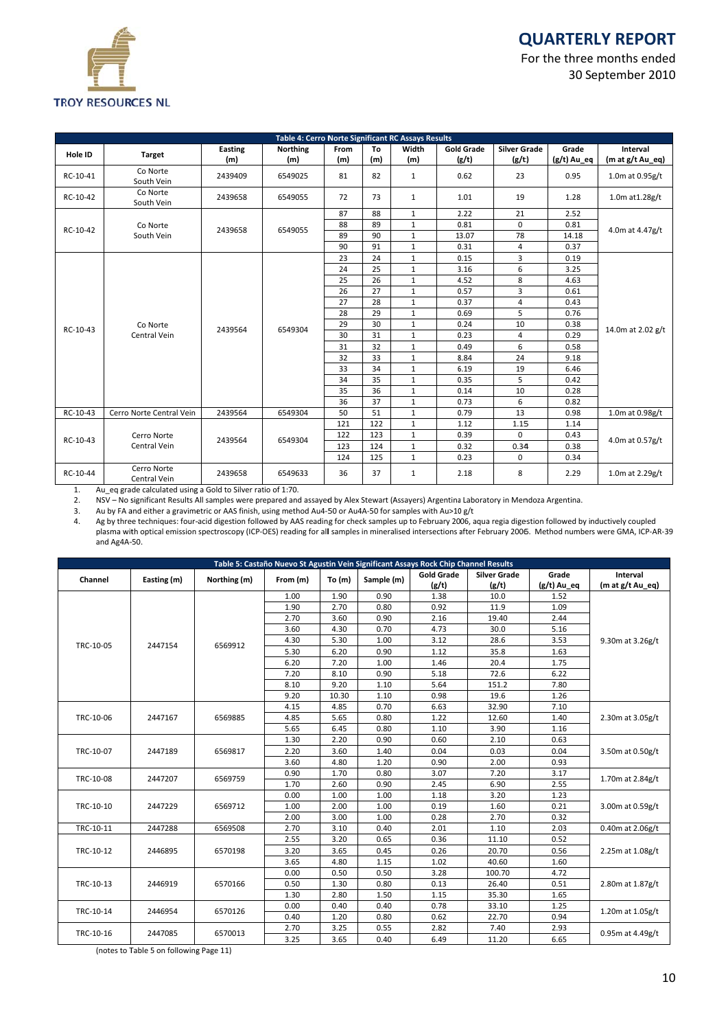**Table 4: Cerro Norte Significant RC Assays Results**

| Hole ID | Target | Easting (m) | Northing (m) | From (m) | To (m) | Width (m) | Gold Grade (g/t) | Silver Grade (g/t) | Grade (g/t) Au_eq | Interval (m at g/t Au_eq) |
|---|---|---|---|---|---|---|---|---|---|---|
| RC-10-41 | Co Norte South Vein | 2439409 | 6549025 | 81 | 82 | 1 | 0.62 | 23 | 0.95 | 1.0m at 0.95g/t |
| RC-10-42 | Co Norte South Vein | 2439658 | 6549055 | 72 | 73 | 1 | 1.01 | 19 | 1.28 | 1.0m at1.28g/t |
| RC-10-42 | Co Norte South Vein | 2439658 | 6549055 | 87 | 88 | 1 | 2.22 | 21 | 2.52 | 4.0m at 4.47g/t |
| | | | | 88 | 89 | 1 | 0.81 | 0 | 0.81 | |
| | | | | 89 | 90 | 1 | 13.07 | 78 | 14.18 | |
| | | | | 90 | 91 | 1 | 0.31 | 4 | 0.37 | |
| RC-10-43 | Co Norte Central Vein | 2439564 | 6549304 | 23 | 24 | 1 | 0.15 | 3 | 0.19 | 14.0m at 2.02 g/t |
| | | | | 24 | 25 | 1 | 3.16 | 6 | 3.25 | |
| | | | | 25 | 26 | 1 | 4.52 | 8 | 4.63 | |
| | | | | 26 | 27 | 1 | 0.57 | 3 | 0.61 | |
| | | | | 27 | 28 | 1 | 0.37 | 4 | 0.43 | |
| | | | | 28 | 29 | 1 | 0.69 | 5 | 0.76 | |
| | | | | 29 | 30 | 1 | 0.24 | 10 | 0.38 | |
| | | | | 30 | 31 | 1 | 0.23 | 4 | 0.29 | |
| | | | | 31 | 32 | 1 | 0.49 | 6 | 0.58 | |
| | | | | 32 | 33 | 1 | 8.84 | 24 | 9.18 | |
| | | | | 33 | 34 | 1 | 6.19 | 19 | 6.46 | |
| | | | | 34 | 35 | 1 | 0.35 | 5 | 0.42 | |
| | | | | 35 | 36 | 1 | 0.14 | 10 | 0.28 | |
| | | | | 36 | 37 | 1 | 0.73 | 6 | 0.82 | |
| RC-10-43 | Cerro Norte Central Vein | 2439564 | 6549304 | 50 | 51 | 1 | 0.79 | 13 | 0.98 | 1.0m at 0.98g/t |
| RC-10-43 | Cerro Norte Central Vein | 2439564 | 6549304 | 121 | 122 | 1 | 1.12 | 1.15 | 1.14 | 4.0m at 0.57g/t |
| | | | | 122 | 123 | 1 | 0.39 | 0 | 0.43 | |
| | | | | 123 | 124 | 1 | 0.32 | 0.34 | 0.38 | |
| | | | | 124 | 125 | 1 | 0.23 | 0 | 0.34 | |
| RC-10-44 | Cerro Norte Central Vein | 2439658 | 6549633 | 36 | 37 | 1 | 2.18 | 8 | 2.29 | 1.0m at 2.29g/t |

1. Au_eq grade calculated using a Gold to Silver ratio of 1:70.
2. NSV – No significant Results All samples were prepared and assayed by Alex Stewart (Assayers) Argentina Laboratory in Mendoza Argentina.
3. Au by FA and either a gravimetric or AAS finish, using method Au4-50 or Au4A-50 for samples with Au>10 g/t
4. Ag by three techniques: four-acid digestion followed by AAS reading for check samples up to February 2006, aqua regia digestion followed by inductively coupled plasma with optical emission spectroscopy (ICP-OES) reading for all samples in mineralised intersections after February 2006. Method numbers were GMA, ICP-AR-39 and Ag4A-50.

**Table 5: Castaño Nuevo St Agustin Vein Significant Assays Rock Chip Channel Results**

| Channel | Easting (m) | Northing (m) | From (m) | To (m) | Sample (m) | Gold Grade (g/t) | Silver Grade (g/t) | Grade (g/t) Au_eq | Interval (m at g/t Au_eq) |
|---|---|---|---|---|---|---|---|---|---|
| TRC-10-05 | 2447154 | 6569912 | 1.00 | 1.90 | 0.90 | 1.38 | 10.0 | 1.52 | 9.30m at 3.26g/t |
| | | | 1.90 | 2.70 | 0.80 | 0.92 | 11.9 | 1.09 | |
| | | | 2.70 | 3.60 | 0.90 | 2.16 | 19.40 | 2.44 | |
| | | | 3.60 | 4.30 | 0.70 | 4.73 | 30.0 | 5.16 | |
| | | | 4.30 | 5.30 | 1.00 | 3.12 | 28.6 | 3.53 | |
| | | | 5.30 | 6.20 | 0.90 | 1.12 | 35.8 | 1.63 | |
| | | | 6.20 | 7.20 | 1.00 | 1.46 | 20.4 | 1.75 | |
| | | | 7.20 | 8.10 | 0.90 | 5.18 | 72.6 | 6.22 | |
| | | | 8.10 | 9.20 | 1.10 | 5.64 | 151.2 | 7.80 | |
| | | | 9.20 | 10.30 | 1.10 | 0.98 | 19.6 | 1.26 | |
| TRC-10-06 | 2447167 | 6569885 | 4.15 | 4.85 | 0.70 | 6.63 | 32.90 | 7.10 | 2.30m at 3.05g/t |
| | | | 4.85 | 5.65 | 0.80 | 1.22 | 12.60 | 1.40 | |
| | | | 5.65 | 6.45 | 0.80 | 1.10 | 3.90 | 1.16 | |
| TRC-10-07 | 2447189 | 6569817 | 1.30 | 2.20 | 0.90 | 0.60 | 2.10 | 0.63 | 3.50m at 0.50g/t |
| | | | 2.20 | 3.60 | 1.40 | 0.04 | 0.03 | 0.04 | |
| | | | 3.60 | 4.80 | 1.20 | 0.90 | 2.00 | 0.93 | |
| TRC-10-08 | 2447207 | 6569759 | 0.90 | 1.70 | 0.80 | 3.07 | 7.20 | 3.17 | 1.70m at 2.84g/t |
| | | | 1.70 | 2.60 | 0.90 | 2.45 | 6.90 | 2.55 | |
| TRC-10-10 | 2447229 | 6569712 | 0.00 | 1.00 | 1.00 | 1.18 | 3.20 | 1.23 | 3.00m at 0.59g/t |
| | | | 1.00 | 2.00 | 1.00 | 0.19 | 1.60 | 0.21 | |
| | | | 2.00 | 3.00 | 1.00 | 0.28 | 2.70 | 0.32 | |
| TRC-10-11 | 2447288 | 6569508 | 2.70 | 3.10 | 0.40 | 2.01 | 1.10 | 2.03 | 0.40m at 2.06g/t |
| TRC-10-12 | 2446895 | 6570198 | 2.55 | 3.20 | 0.65 | 0.36 | 11.10 | 0.52 | 2.25m at 1.08g/t |
| | | | 3.20 | 3.65 | 0.45 | 0.26 | 20.70 | 0.56 | |
| | | | 3.65 | 4.80 | 1.15 | 1.02 | 40.60 | 1.60 | |
| TRC-10-13 | 2446919 | 6570166 | 0.00 | 0.50 | 0.50 | 3.28 | 100.70 | 4.72 | 2.80m at 1.87g/t |
| | | | 0.50 | 1.30 | 0.80 | 0.13 | 26.40 | 0.51 | |
| | | | 1.30 | 2.80 | 1.50 | 1.15 | 35.30 | 1.65 | |
| TRC-10-14 | 2446954 | 6570126 | 0.00 | 0.40 | 0.40 | 0.78 | 33.10 | 1.25 | 1.20m at 1.05g/t |
| | | | 0.40 | 1.20 | 0.80 | 0.62 | 22.70 | 0.94 | |
| TRC-10-16 | 2447085 | 6570013 | 2.70 | 3.25 | 0.55 | 2.82 | 7.40 | 2.93 | 0.95m at 4.49g/t |
| | | | 3.25 | 3.65 | 0.40 | 6.49 | 11.20 | 6.65 | |

(notes to Table 5 on following Page 11)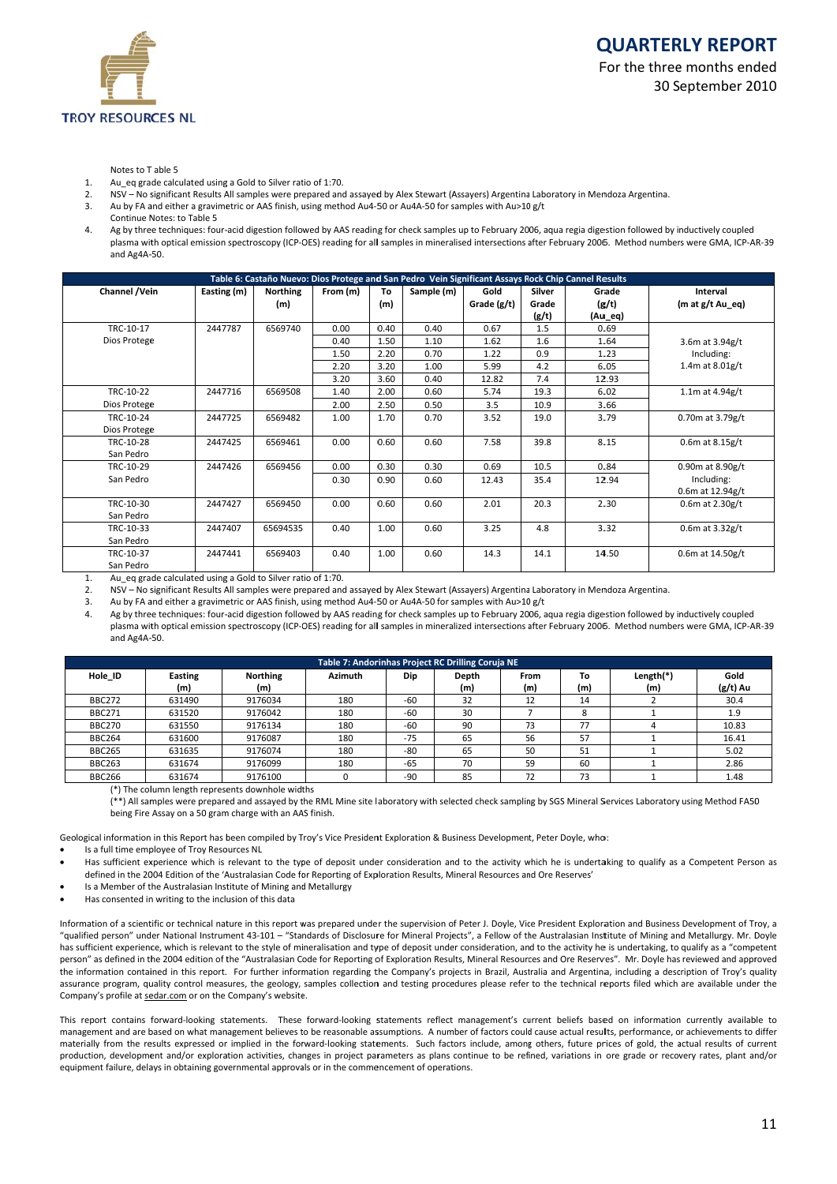Notes to T able 5

1. Au_eq grade calculated using a Gold to Silver ratio of 1:70.
2. NSV – No significant Results All samples were prepared and assayed by Alex Stewart (Assayers) Argentina Laboratory in Mendoza Argentina.
3. Au by FA and either a gravimetric or AAS finish, using method Au4-50 or Au4A-50 for samples with Au>10 g/t

Continue Notes: to Table 5

4. Ag by three techniques: four-acid digestion followed by AAS reading for check samples up to February 2006, aqua regia digestion followed by inductively coupled plasma with optical emission spectroscopy (ICP-OES) reading for all samples in mineralised intersections after February 2006. Method numbers were GMA, ICP-AR-39 and Ag4A-50.

| Table 6: Castaño Nuevo: Dios Protege and San Pedro Vein Significant Assays Rock Chip Cannel Results | | | | | | | | | |
|---|---|---|---|---|---|---|---|---|---|
| Channel /Vein | Easting (m) | Northing (m) | From (m) | To (m) | Sample (m) | Gold Grade (g/t) | Silver Grade (g/t) | Grade (g/t) (Au_eq) | Interval (m at g/t Au_eq) |
| TRC-10-17 Dios Protege | 2447787 | 6569740 | 0.00 | 0.40 | 0.40 | 0.67 | 1.5 | 0.69 | |
| | | | 0.40 | 1.50 | 1.10 | 1.62 | 1.6 | 1.64 | 3.6m at 3.94g/t Including: 1.4m at 8.01g/t |
| | | | 1.50 | 2.20 | 0.70 | 1.22 | 0.9 | 1.23 | |
| | | | 2.20 | 3.20 | 1.00 | 5.99 | 4.2 | 6.05 | |
| | | | 3.20 | 3.60 | 0.40 | 12.82 | 7.4 | 12.93 | |
| TRC-10-22 Dios Protege | 2447716 | 6569508 | 1.40 | 2.00 | 0.60 | 5.74 | 19.3 | 6.02 | 1.1m at 4.94g/t |
| | | | 2.00 | 2.50 | 0.50 | 3.5 | 10.9 | 3.66 | |
| TRC-10-24 Dios Protege | 2447725 | 6569482 | 1.00 | 1.70 | 0.70 | 3.52 | 19.0 | 3.79 | 0.70m at 3.79g/t |
| TRC-10-28 San Pedro | 2447425 | 6569461 | 0.00 | 0.60 | 0.60 | 7.58 | 39.8 | 8.15 | 0.6m at 8.15g/t |
| TRC-10-29 San Pedro | 2447426 | 6569456 | 0.00 | 0.30 | 0.30 | 0.69 | 10.5 | 0.84 | 0.90m at 8.90g/t Including: 0.6m at 12.94g/t |
| | | | 0.30 | 0.90 | 0.60 | 12.43 | 35.4 | 12.94 | |
| TRC-10-30 San Pedro | 2447427 | 6569450 | 0.00 | 0.60 | 0.60 | 2.01 | 20.3 | 2.30 | 0.6m at 2.30g/t |
| TRC-10-33 San Pedro | 2447407 | 65694535 | 0.40 | 1.00 | 0.60 | 3.25 | 4.8 | 3.32 | 0.6m at 3.32g/t |
| TRC-10-37 San Pedro | 2447441 | 6569403 | 0.40 | 1.00 | 0.60 | 14.3 | 14.1 | 14.50 | 0.6m at 14.50g/t |

1. Au_eq grade calculated using a Gold to Silver ratio of 1:70.
2. NSV – No significant Results All samples were prepared and assayed by Alex Stewart (Assayers) Argentina Laboratory in Mendoza Argentina.
3. Au by FA and either a gravimetric or AAS finish, using method Au4-50 or Au4A-50 for samples with Au>10 g/t
4. Ag by three techniques: four-acid digestion followed by AAS reading for check samples up to February 2006, aqua regia digestion followed by inductively coupled plasma with optical emission spectroscopy (ICP-OES) reading for all samples in mineralized intersections after February 2006. Method numbers were GMA, ICP-AR-39 and Ag4A-50.

| Table 7: Andorinhas Project RC Drilling Coruja NE | | | | | | | | | |
|---|---|---|---|---|---|---|---|---|---|
| Hole_ID | Easting (m) | Northing (m) | Azimuth | Dip | Depth (m) | From (m) | To (m) | Length(*) (m) | Gold (g/t) Au |
| BBC272 | 631490 | 9176034 | 180 | -60 | 32 | 12 | 14 | 2 | 30.4 |
| BBC271 | 631520 | 9176042 | 180 | -60 | 30 | 7 | 8 | 1 | 1.9 |
| BBC270 | 631550 | 9176134 | 180 | -60 | 90 | 73 | 77 | 4 | 10.83 |
| BBC264 | 631600 | 9176087 | 180 | -75 | 65 | 56 | 57 | 1 | 16.41 |
| BBC265 | 631635 | 9176074 | 180 | -80 | 65 | 50 | 51 | 1 | 5.02 |
| BBC263 | 631674 | 9176099 | 180 | -65 | 70 | 59 | 60 | 1 | 2.86 |
| BBC266 | 631674 | 9176100 | 0 | -90 | 85 | 72 | 73 | 1 | 1.48 |

(*) The column length represents downhole widths

(**) All samples were prepared and assayed by the RML Mine site laboratory with selected check sampling by SGS Mineral Services Laboratory using Method FA50 being Fire Assay on a 50 gram charge with an AAS finish.

Geological information in this Report has been compiled by Troy's Vice President Exploration & Business Development, Peter Doyle, who:

- Is a full time employee of Troy Resources NL
- Has sufficient experience which is relevant to the type of deposit under consideration and to the activity which he is undertaking to qualify as a Competent Person as defined in the 2004 Edition of the 'Australasian Code for Reporting of Exploration Results, Mineral Resources and Ore Reserves'
- Is a Member of the Australasian Institute of Mining and Metallurgy
- Has consented in writing to the inclusion of this data

Information of a scientific or technical nature in this report was prepared under the supervision of Peter J. Doyle, Vice President Exploration and Business Development of Troy, a "qualified person" under National Instrument 43-101 – "Standards of Disclosure for Mineral Projects", a Fellow of the Australasian Institute of Mining and Metallurgy. Mr. Doyle has sufficient experience, which is relevant to the style of mineralisation and type of deposit under consideration, and to the activity he is undertaking, to qualify as a "competent person" as defined in the 2004 edition of the "Australasian Code for Reporting of Exploration Results, Mineral Resources and Ore Reserves". Mr. Doyle has reviewed and approved the information contained in this report. For further information regarding the Company's projects in Brazil, Australia and Argentina, including a description of Troy's quality assurance program, quality control measures, the geology, samples collection and testing procedures please refer to the technical reports filed which are available under the Company's profile at sedar.com or on the Company's website.

This report contains forward-looking statements. These forward-looking statements reflect management's current beliefs based on information currently available to management and are based on what management believes to be reasonable assumptions. A number of factors could cause actual results, performance, or achievements to differ materially from the results expressed or implied in the forward-looking statements. Such factors include, among others, future prices of gold, the actual results of current production, development and/or exploration activities, changes in project parameters as plans continue to be refined, variations in ore grade or recovery rates, plant and/or equipment failure, delays in obtaining governmental approvals or in the commencement of operations.